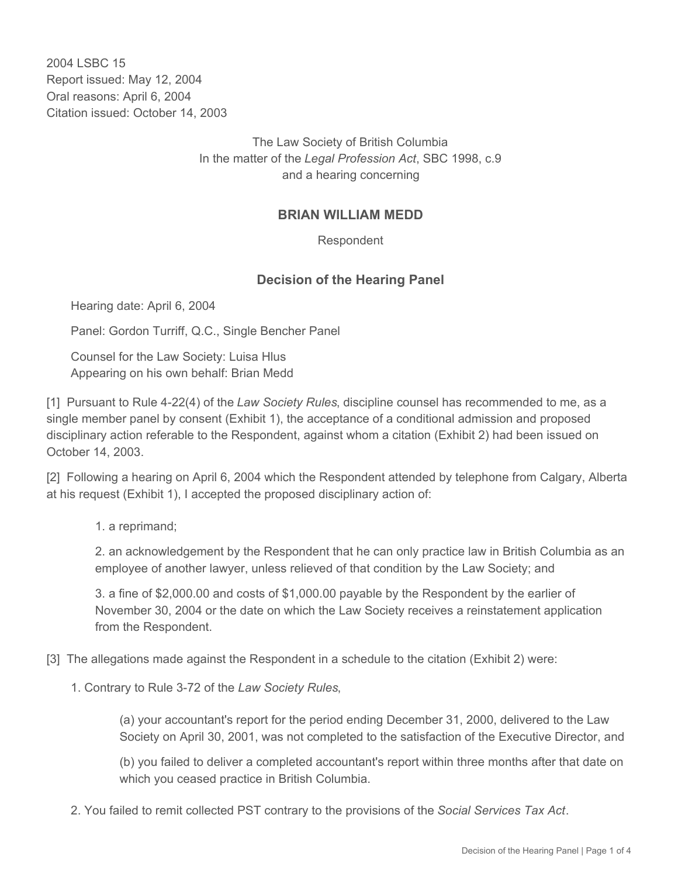2004 LSBC 15
Report issued: May 12, 2004
Oral reasons: April 6, 2004
Citation issued: October 14, 2003

The Law Society of British Columbia
In the matter of the *Legal Profession Act*, SBC 1998, c.9
and a hearing concerning

## BRIAN WILLIAM MEDD

Respondent

### Decision of the Hearing Panel

Hearing date: April 6, 2004

Panel: Gordon Turriff, Q.C., Single Bencher Panel

Counsel for the Law Society: Luisa Hlus
Appearing on his own behalf: Brian Medd

[1] Pursuant to Rule 4-22(4) of the *Law Society Rules*, discipline counsel has recommended to me, as a single member panel by consent (Exhibit 1), the acceptance of a conditional admission and proposed disciplinary action referable to the Respondent, against whom a citation (Exhibit 2) had been issued on October 14, 2003.

[2] Following a hearing on April 6, 2004 which the Respondent attended by telephone from Calgary, Alberta at his request (Exhibit 1), I accepted the proposed disciplinary action of:

1. a reprimand;

2. an acknowledgement by the Respondent that he can only practice law in British Columbia as an employee of another lawyer, unless relieved of that condition by the Law Society; and

3. a fine of $2,000.00 and costs of $1,000.00 payable by the Respondent by the earlier of November 30, 2004 or the date on which the Law Society receives a reinstatement application from the Respondent.

[3] The allegations made against the Respondent in a schedule to the citation (Exhibit 2) were:

1. Contrary to Rule 3-72 of the *Law Society Rules*,

   (a) your accountant's report for the period ending December 31, 2000, delivered to the Law Society on April 30, 2001, was not completed to the satisfaction of the Executive Director, and

   (b) you failed to deliver a completed accountant's report within three months after that date on which you ceased practice in British Columbia.

2. You failed to remit collected PST contrary to the provisions of the *Social Services Tax Act*.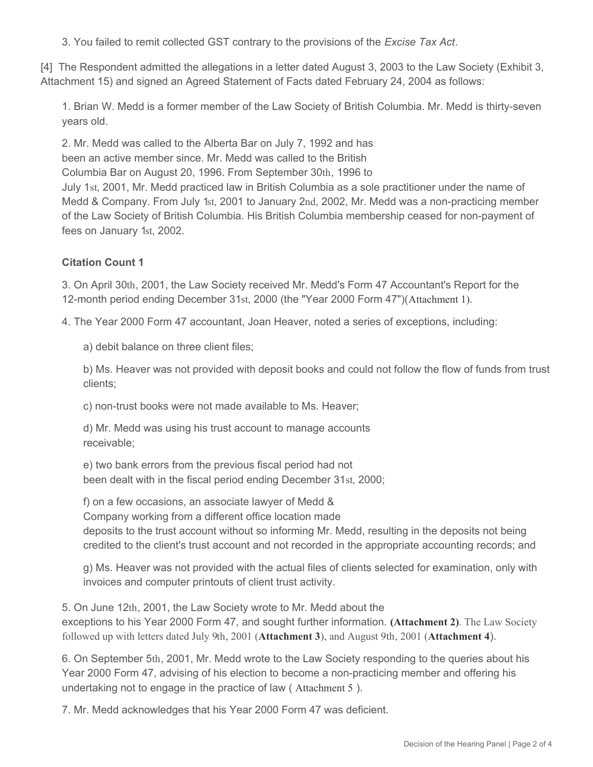3. You failed to remit collected GST contrary to the provisions of the *Excise Tax Act*.

[4] The Respondent admitted the allegations in a letter dated August 3, 2003 to the Law Society (Exhibit 3, Attachment 15) and signed an Agreed Statement of Facts dated February 24, 2004 as follows:

1. Brian W. Medd is a former member of the Law Society of British Columbia. Mr. Medd is thirty-seven years old.

2. Mr. Medd was called to the Alberta Bar on July 7, 1992 and has been an active member since. Mr. Medd was called to the British Columbia Bar on August 20, 1996. From September 30th, 1996 to July 1st, 2001, Mr. Medd practiced law in British Columbia as a sole practitioner under the name of Medd & Company. From July 1st, 2001 to January 2nd, 2002, Mr. Medd was a non-practicing member of the Law Society of British Columbia. His British Columbia membership ceased for non-payment of fees on January 1st, 2002.

**Citation Count 1**

3. On April 30th, 2001, the Law Society received Mr. Medd's Form 47 Accountant's Report for the 12-month period ending December 31st, 2000 (the "Year 2000 Form 47")(Attachment 1).

4. The Year 2000 Form 47 accountant, Joan Heaver, noted a series of exceptions, including:

a) debit balance on three client files;

b) Ms. Heaver was not provided with deposit books and could not follow the flow of funds from trust clients;

c) non-trust books were not made available to Ms. Heaver;

d) Mr. Medd was using his trust account to manage accounts receivable;

e) two bank errors from the previous fiscal period had not been dealt with in the fiscal period ending December 31st, 2000;

f) on a few occasions, an associate lawyer of Medd & Company working from a different office location made deposits to the trust account without so informing Mr. Medd, resulting in the deposits not being credited to the client's trust account and not recorded in the appropriate accounting records; and

g) Ms. Heaver was not provided with the actual files of clients selected for examination, only with invoices and computer printouts of client trust activity.

5. On June 12th, 2001, the Law Society wrote to Mr. Medd about the exceptions to his Year 2000 Form 47, and sought further information. **(Attachment 2)**. The Law Society followed up with letters dated July 9th, 2001 (**Attachment 3**), and August 9th, 2001 (**Attachment 4**).

6. On September 5th, 2001, Mr. Medd wrote to the Law Society responding to the queries about his Year 2000 Form 47, advising of his election to become a non-practicing member and offering his undertaking not to engage in the practice of law ( Attachment 5 ).

7. Mr. Medd acknowledges that his Year 2000 Form 47 was deficient.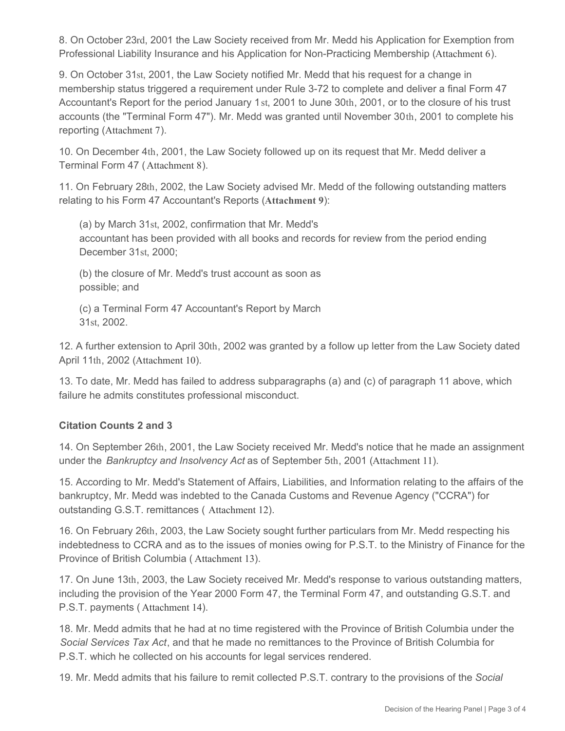8. On October 23rd, 2001 the Law Society received from Mr. Medd his Application for Exemption from Professional Liability Insurance and his Application for Non-Practicing Membership (Attachment 6).

9. On October 31st, 2001, the Law Society notified Mr. Medd that his request for a change in membership status triggered a requirement under Rule 3-72 to complete and deliver a final Form 47 Accountant's Report for the period January 1st, 2001 to June 30th, 2001, or to the closure of his trust accounts (the "Terminal Form 47"). Mr. Medd was granted until November 30th, 2001 to complete his reporting (Attachment 7).

10. On December 4th, 2001, the Law Society followed up on its request that Mr. Medd deliver a Terminal Form 47 ( Attachment 8).

11. On February 28th, 2002, the Law Society advised Mr. Medd of the following outstanding matters relating to his Form 47 Accountant's Reports (**Attachment 9**):

> (a) by March 31st, 2002, confirmation that Mr. Medd's accountant has been provided with all books and records for review from the period ending December 31st, 2000;
>
> (b) the closure of Mr. Medd's trust account as soon as possible; and
>
> (c) a Terminal Form 47 Accountant's Report by March 31st, 2002.

12. A further extension to April 30th, 2002 was granted by a follow up letter from the Law Society dated April 11th, 2002 (Attachment 10).

13. To date, Mr. Medd has failed to address subparagraphs (a) and (c) of paragraph 11 above, which failure he admits constitutes professional misconduct.

**Citation Counts 2 and 3**

14. On September 26th, 2001, the Law Society received Mr. Medd's notice that he made an assignment under the *Bankruptcy and Insolvency Act* as of September 5th, 2001 (Attachment 11).

15. According to Mr. Medd's Statement of Affairs, Liabilities, and Information relating to the affairs of the bankruptcy, Mr. Medd was indebted to the Canada Customs and Revenue Agency ("CCRA") for outstanding G.S.T. remittances ( Attachment 12).

16. On February 26th, 2003, the Law Society sought further particulars from Mr. Medd respecting his indebtedness to CCRA and as to the issues of monies owing for P.S.T. to the Ministry of Finance for the Province of British Columbia ( Attachment 13).

17. On June 13th, 2003, the Law Society received Mr. Medd's response to various outstanding matters, including the provision of the Year 2000 Form 47, the Terminal Form 47, and outstanding G.S.T. and P.S.T. payments ( Attachment 14).

18. Mr. Medd admits that he had at no time registered with the Province of British Columbia under the *Social Services Tax Act*, and that he made no remittances to the Province of British Columbia for P.S.T. which he collected on his accounts for legal services rendered.

19. Mr. Medd admits that his failure to remit collected P.S.T. contrary to the provisions of the *Social*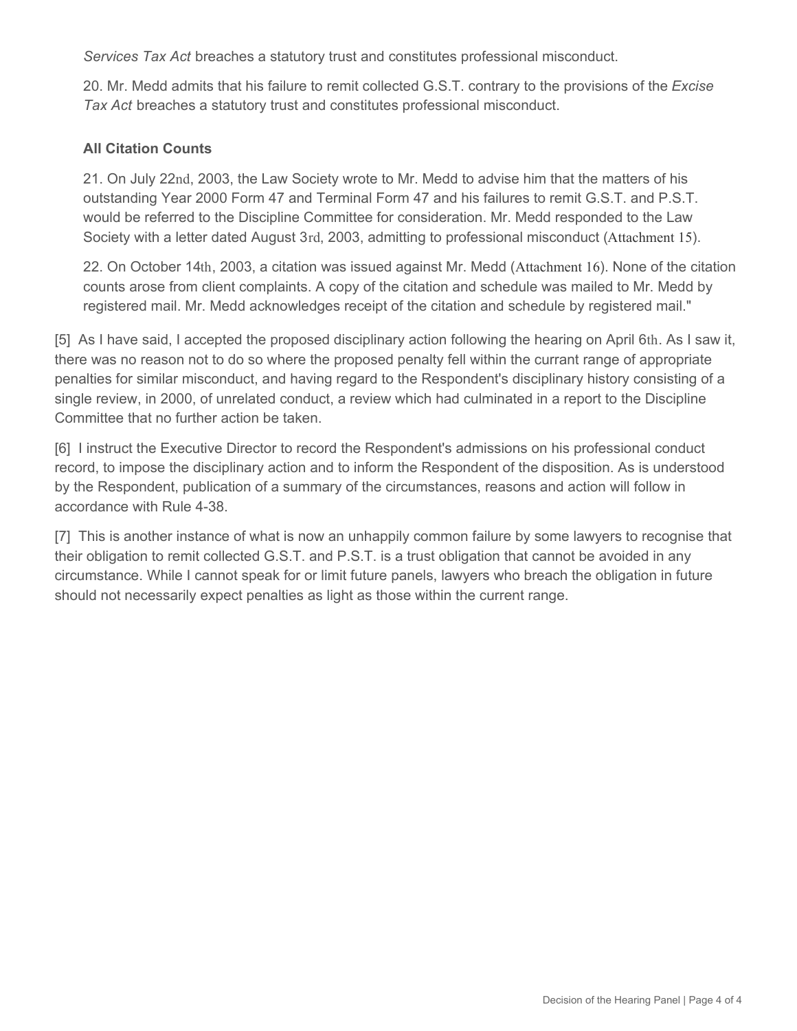*Services Tax Act* breaches a statutory trust and constitutes professional misconduct.

20. Mr. Medd admits that his failure to remit collected G.S.T. contrary to the provisions of the *Excise Tax Act* breaches a statutory trust and constitutes professional misconduct.

**All Citation Counts**

21. On July 22nd, 2003, the Law Society wrote to Mr. Medd to advise him that the matters of his outstanding Year 2000 Form 47 and Terminal Form 47 and his failures to remit G.S.T. and P.S.T. would be referred to the Discipline Committee for consideration. Mr. Medd responded to the Law Society with a letter dated August 3rd, 2003, admitting to professional misconduct (Attachment 15).

22. On October 14th, 2003, a citation was issued against Mr. Medd (Attachment 16). None of the citation counts arose from client complaints. A copy of the citation and schedule was mailed to Mr. Medd by registered mail. Mr. Medd acknowledges receipt of the citation and schedule by registered mail."

[5] As I have said, I accepted the proposed disciplinary action following the hearing on April 6th. As I saw it, there was no reason not to do so where the proposed penalty fell within the currant range of appropriate penalties for similar misconduct, and having regard to the Respondent's disciplinary history consisting of a single review, in 2000, of unrelated conduct, a review which had culminated in a report to the Discipline Committee that no further action be taken.

[6] I instruct the Executive Director to record the Respondent's admissions on his professional conduct record, to impose the disciplinary action and to inform the Respondent of the disposition. As is understood by the Respondent, publication of a summary of the circumstances, reasons and action will follow in accordance with Rule 4-38.

[7] This is another instance of what is now an unhappily common failure by some lawyers to recognise that their obligation to remit collected G.S.T. and P.S.T. is a trust obligation that cannot be avoided in any circumstance. While I cannot speak for or limit future panels, lawyers who breach the obligation in future should not necessarily expect penalties as light as those within the current range.